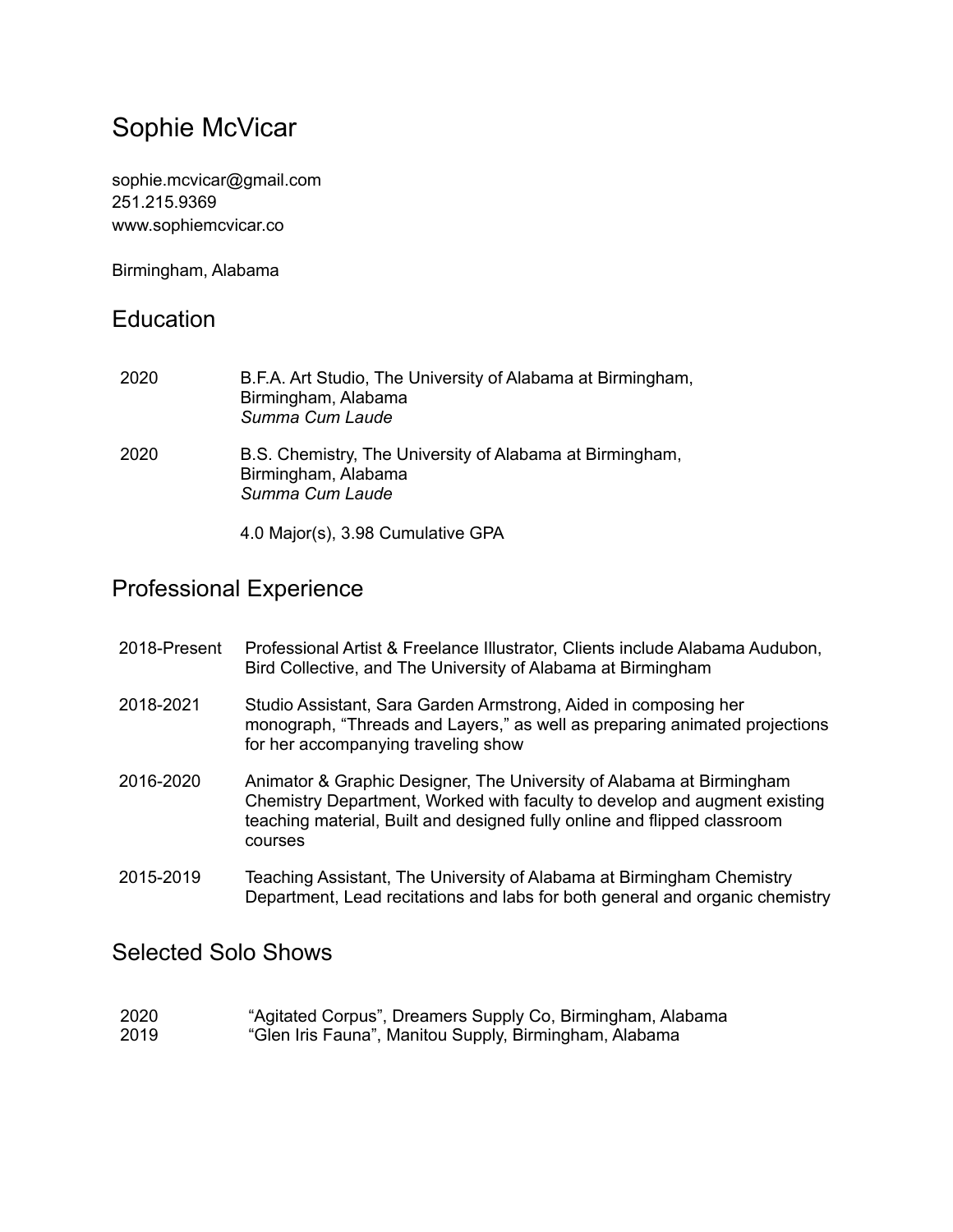# Sophie McVicar

sophie.mcvicar@gmail.com
251.215.9369
www.sophiemcvicar.co

Birmingham, Alabama

## Education

2020 B.F.A. Art Studio, The University of Alabama at Birmingham, Birmingham, Alabama
*Summa Cum Laude*

2020 B.S. Chemistry, The University of Alabama at Birmingham, Birmingham, Alabama
*Summa Cum Laude*

4.0 Major(s), 3.98 Cumulative GPA

## Professional Experience

2018-Present Professional Artist & Freelance Illustrator, Clients include Alabama Audubon, Bird Collective, and The University of Alabama at Birmingham

2018-2021 Studio Assistant, Sara Garden Armstrong, Aided in composing her monograph, "Threads and Layers," as well as preparing animated projections for her accompanying traveling show

2016-2020 Animator & Graphic Designer, The University of Alabama at Birmingham Chemistry Department, Worked with faculty to develop and augment existing teaching material, Built and designed fully online and flipped classroom courses

2015-2019 Teaching Assistant, The University of Alabama at Birmingham Chemistry Department, Lead recitations and labs for both general and organic chemistry

## Selected Solo Shows

2020 "Agitated Corpus", Dreamers Supply Co, Birmingham, Alabama
2019 "Glen Iris Fauna", Manitou Supply, Birmingham, Alabama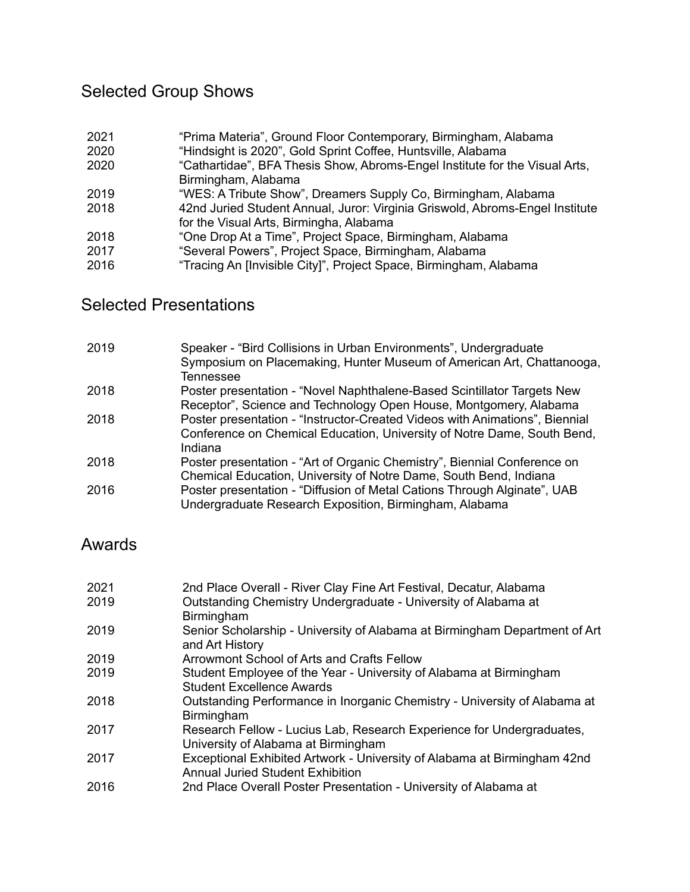## Selected Group Shows

| | |
|---|---|
| 2021 | "Prima Materia", Ground Floor Contemporary, Birmingham, Alabama |
| 2020 | "Hindsight is 2020", Gold Sprint Coffee, Huntsville, Alabama |
| 2020 | "Cathartidae", BFA Thesis Show, Abroms-Engel Institute for the Visual Arts, Birmingham, Alabama |
| 2019 | "WES: A Tribute Show", Dreamers Supply Co, Birmingham, Alabama |
| 2018 | 42nd Juried Student Annual, Juror: Virginia Griswold, Abroms-Engel Institute for the Visual Arts, Birmingha, Alabama |
| 2018 | "One Drop At a Time", Project Space, Birmingham, Alabama |
| 2017 | "Several Powers", Project Space, Birmingham, Alabama |
| 2016 | "Tracing An [Invisible City]", Project Space, Birmingham, Alabama |

## Selected Presentations

| | |
|---|---|
| 2019 | Speaker - "Bird Collisions in Urban Environments", Undergraduate Symposium on Placemaking, Hunter Museum of American Art, Chattanooga, Tennessee |
| 2018 | Poster presentation - "Novel Naphthalene-Based Scintillator Targets New Receptor", Science and Technology Open House, Montgomery, Alabama |
| 2018 | Poster presentation - "Instructor-Created Videos with Animations", Biennial Conference on Chemical Education, University of Notre Dame, South Bend, Indiana |
| 2018 | Poster presentation - "Art of Organic Chemistry", Biennial Conference on Chemical Education, University of Notre Dame, South Bend, Indiana |
| 2016 | Poster presentation - "Diffusion of Metal Cations Through Alginate", UAB Undergraduate Research Exposition, Birmingham, Alabama |

## Awards

| | |
|---|---|
| 2021 | 2nd Place Overall - River Clay Fine Art Festival, Decatur, Alabama |
| 2019 | Outstanding Chemistry Undergraduate - University of Alabama at Birmingham |
| 2019 | Senior Scholarship - University of Alabama at Birmingham Department of Art and Art History |
| 2019 | Arrowmont School of Arts and Crafts Fellow |
| 2019 | Student Employee of the Year - University of Alabama at Birmingham Student Excellence Awards |
| 2018 | Outstanding Performance in Inorganic Chemistry - University of Alabama at Birmingham |
| 2017 | Research Fellow - Lucius Lab, Research Experience for Undergraduates, University of Alabama at Birmingham |
| 2017 | Exceptional Exhibited Artwork - University of Alabama at Birmingham 42nd Annual Juried Student Exhibition |
| 2016 | 2nd Place Overall Poster Presentation - University of Alabama at |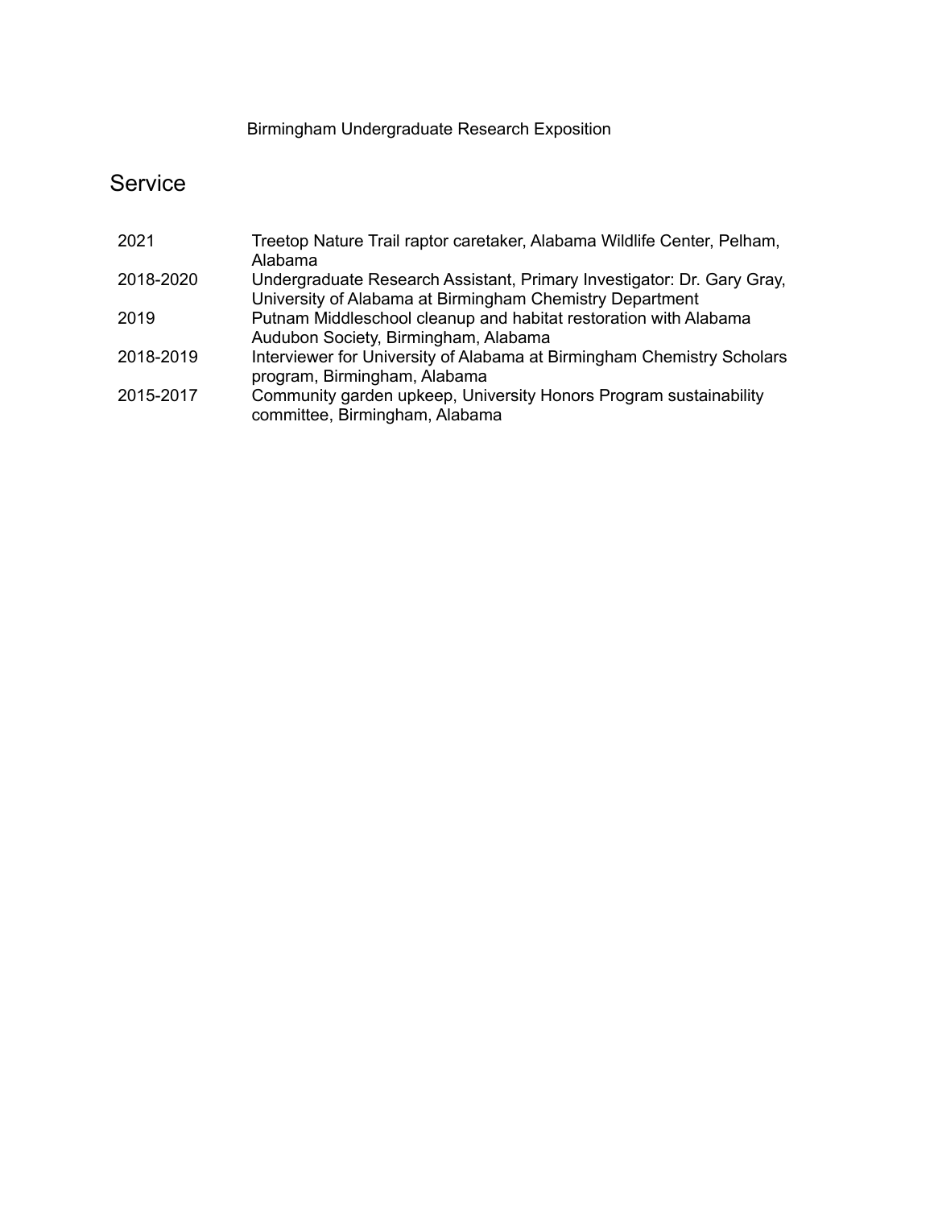Birmingham Undergraduate Research Exposition

## Service

| | |
|---|---|
| 2021 | Treetop Nature Trail raptor caretaker, Alabama Wildlife Center, Pelham, Alabama |
| 2018-2020 | Undergraduate Research Assistant, Primary Investigator: Dr. Gary Gray, University of Alabama at Birmingham Chemistry Department |
| 2019 | Putnam Middleschool cleanup and habitat restoration with Alabama Audubon Society, Birmingham, Alabama |
| 2018-2019 | Interviewer for University of Alabama at Birmingham Chemistry Scholars program, Birmingham, Alabama |
| 2015-2017 | Community garden upkeep, University Honors Program sustainability committee, Birmingham, Alabama |